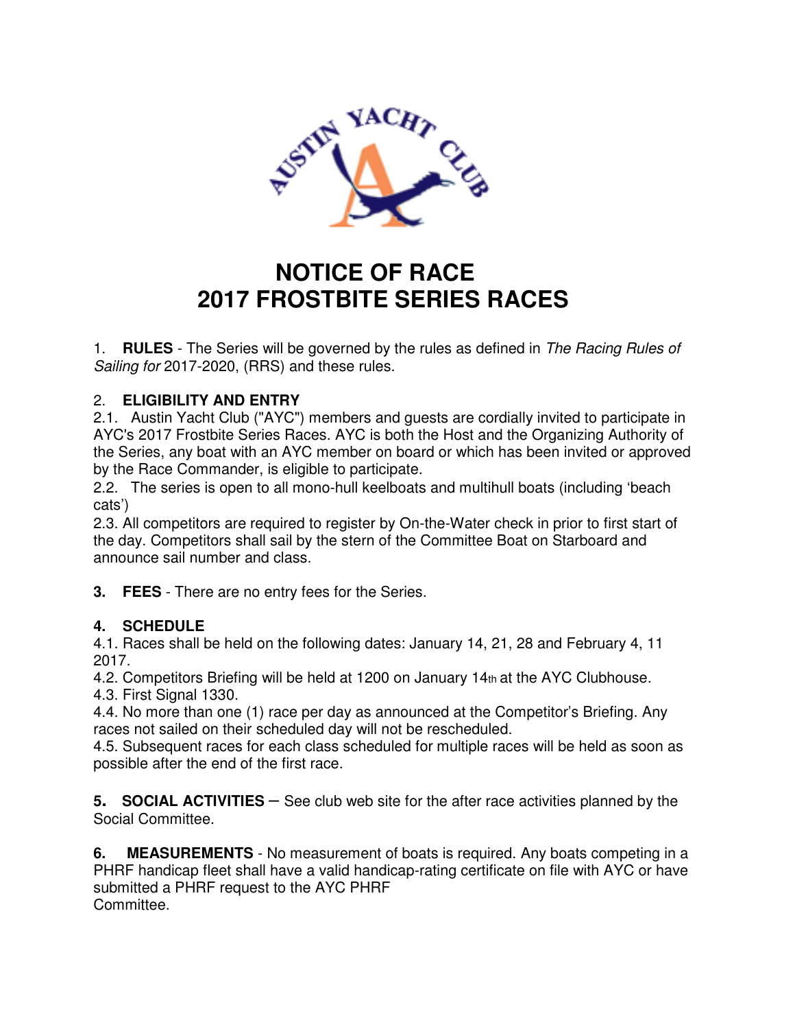# NOTICE OF RACE
# 2017 FROSTBITE SERIES RACES

1. **RULES** - The Series will be governed by the rules as defined in *The Racing Rules of Sailing for* 2017-2020, (RRS) and these rules.

2. **ELIGIBILITY AND ENTRY**

2.1. Austin Yacht Club ("AYC") members and guests are cordially invited to participate in AYC's 2017 Frostbite Series Races. AYC is both the Host and the Organizing Authority of the Series, any boat with an AYC member on board or which has been invited or approved by the Race Commander, is eligible to participate.

2.2. The series is open to all mono-hull keelboats and multihull boats (including 'beach cats')

2.3. All competitors are required to register by On-the-Water check in prior to first start of the day. Competitors shall sail by the stern of the Committee Boat on Starboard and announce sail number and class.

**3. FEES** - There are no entry fees for the Series.

**4. SCHEDULE**

4.1. Races shall be held on the following dates: January 14, 21, 28 and February 4, 11 2017.

4.2. Competitors Briefing will be held at 1200 on January 14th at the AYC Clubhouse.

4.3. First Signal 1330.

4.4. No more than one (1) race per day as announced at the Competitor's Briefing. Any races not sailed on their scheduled day will not be rescheduled.

4.5. Subsequent races for each class scheduled for multiple races will be held as soon as possible after the end of the first race.

**5. SOCIAL ACTIVITIES** – See club web site for the after race activities planned by the Social Committee.

**6. MEASUREMENTS** - No measurement of boats is required. Any boats competing in a PHRF handicap fleet shall have a valid handicap-rating certificate on file with AYC or have submitted a PHRF request to the AYC PHRF Committee.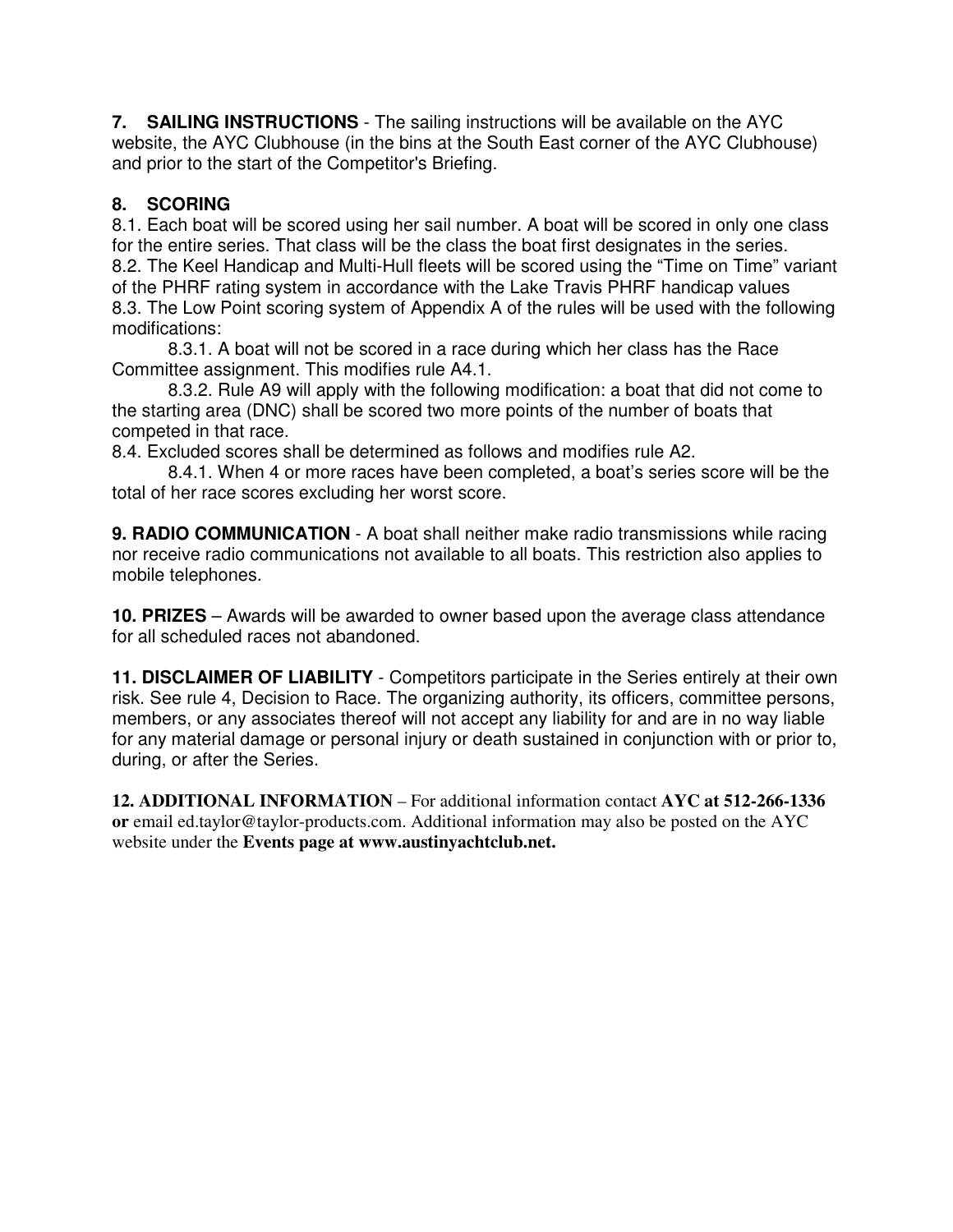**7. SAILING INSTRUCTIONS** - The sailing instructions will be available on the AYC website, the AYC Clubhouse (in the bins at the South East corner of the AYC Clubhouse) and prior to the start of the Competitor's Briefing.

**8. SCORING**

8.1. Each boat will be scored using her sail number. A boat will be scored in only one class for the entire series. That class will be the class the boat first designates in the series.

8.2. The Keel Handicap and Multi-Hull fleets will be scored using the "Time on Time" variant of the PHRF rating system in accordance with the Lake Travis PHRF handicap values

8.3. The Low Point scoring system of Appendix A of the rules will be used with the following modifications:

8.3.1. A boat will not be scored in a race during which her class has the Race Committee assignment. This modifies rule A4.1.

8.3.2. Rule A9 will apply with the following modification: a boat that did not come to the starting area (DNC) shall be scored two more points of the number of boats that competed in that race.

8.4. Excluded scores shall be determined as follows and modifies rule A2.

8.4.1. When 4 or more races have been completed, a boat's series score will be the total of her race scores excluding her worst score.

**9. RADIO COMMUNICATION** - A boat shall neither make radio transmissions while racing nor receive radio communications not available to all boats. This restriction also applies to mobile telephones.

**10. PRIZES** – Awards will be awarded to owner based upon the average class attendance for all scheduled races not abandoned.

**11. DISCLAIMER OF LIABILITY** - Competitors participate in the Series entirely at their own risk. See rule 4, Decision to Race. The organizing authority, its officers, committee persons, members, or any associates thereof will not accept any liability for and are in no way liable for any material damage or personal injury or death sustained in conjunction with or prior to, during, or after the Series.

**12. ADDITIONAL INFORMATION** – For additional information contact **AYC at 512-266-1336 or** email ed.taylor@taylor-products.com. Additional information may also be posted on the AYC website under the **Events page at www.austinyachtclub.net.**